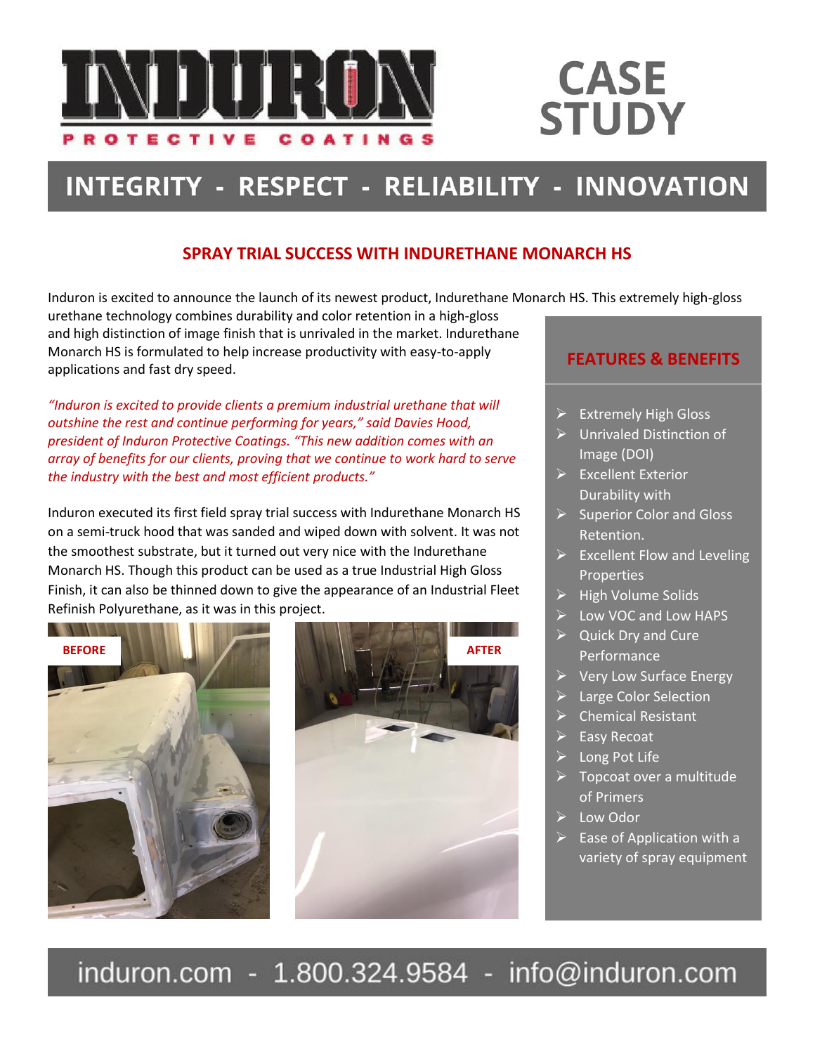# INDURON PROTECTIVE COATINGS

# CASE STUDY

**INTEGRITY - RESPECT - RELIABILITY - INNOVATION**

## SPRAY TRIAL SUCCESS WITH INDURETHANE MONARCH HS

Induron is excited to announce the launch of its newest product, Indurethane Monarch HS. This extremely high-gloss urethane technology combines durability and color retention in a high-gloss and high distinction of image finish that is unrivaled in the market. Indurethane Monarch HS is formulated to help increase productivity with easy-to-apply applications and fast dry speed.

*"Induron is excited to provide clients a premium industrial urethane that will outshine the rest and continue performing for years," said Davies Hood, president of Induron Protective Coatings. "This new addition comes with an array of benefits for our clients, proving that we continue to work hard to serve the industry with the best and most efficient products."*

Induron executed its first field spray trial success with Indurethane Monarch HS on a semi-truck hood that was sanded and wiped down with solvent. It was not the smoothest substrate, but it turned out very nice with the Indurethane Monarch HS. Though this product can be used as a true Industrial High Gloss Finish, it can also be thinned down to give the appearance of an Industrial Fleet Refinish Polyurethane, as it was in this project.

BEFORE

AFTER

### FEATURES & BENEFITS

- Extremely High Gloss
- Unrivaled Distinction of Image (DOI)
- Excellent Exterior Durability with
- Superior Color and Gloss Retention.
- Excellent Flow and Leveling Properties
- High Volume Solids
- Low VOC and Low HAPS
- Quick Dry and Cure Performance
- Very Low Surface Energy
- Large Color Selection
- Chemical Resistant
- Easy Recoat
- Long Pot Life
- Topcoat over a multitude of Primers
- Low Odor
- Ease of Application with a variety of spray equipment

induron.com - 1.800.324.9584 - info@induron.com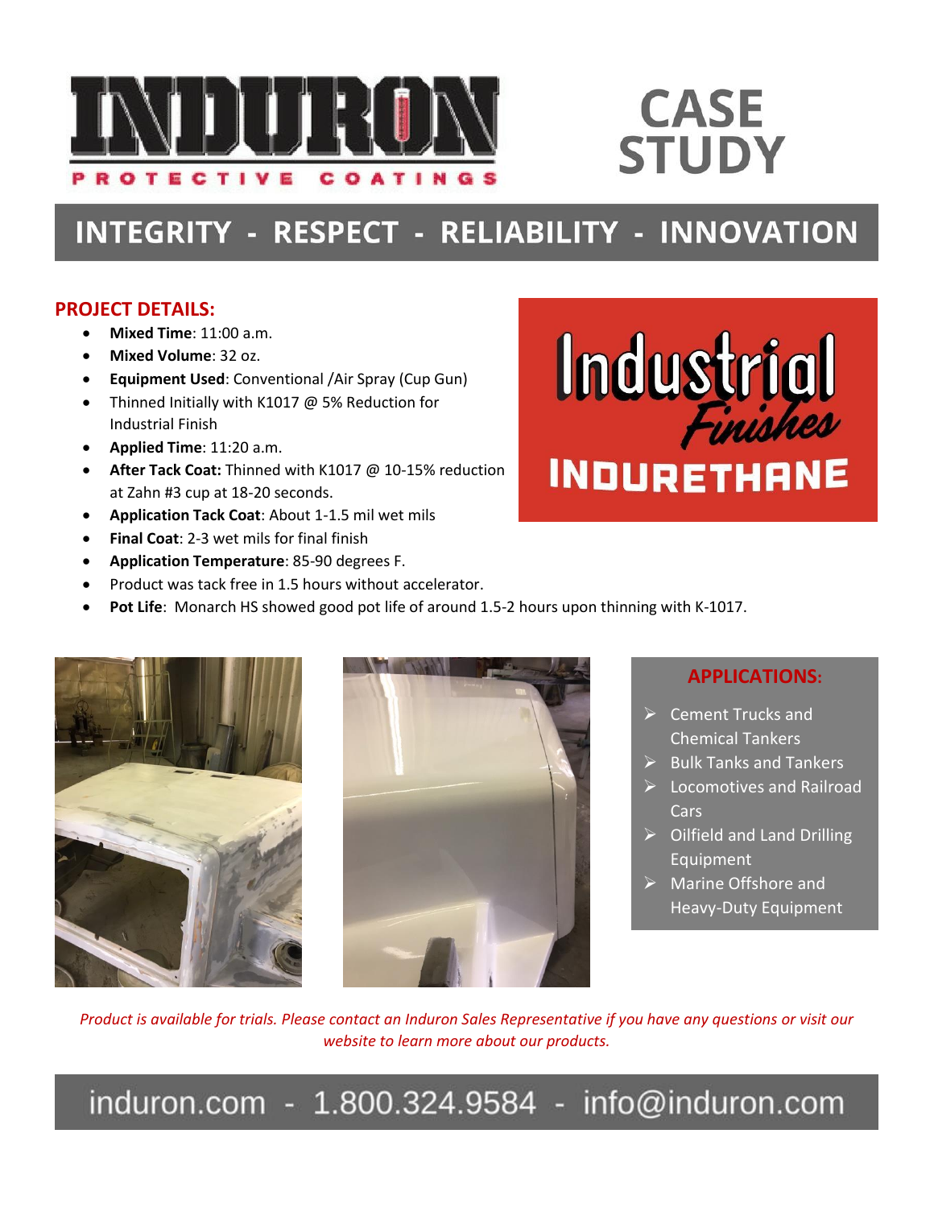# INDURON

PROTECTIVE COATINGS

# CASE STUDY

## INTEGRITY - RESPECT - RELIABILITY - INNOVATION

## PROJECT DETAILS:

- **Mixed Time**: 11:00 a.m.
- **Mixed Volume**: 32 oz.
- **Equipment Used**: Conventional /Air Spray (Cup Gun)
- Thinned Initially with K1017 @ 5% Reduction for Industrial Finish
- **Applied Time**: 11:20 a.m.
- **After Tack Coat:** Thinned with K1017 @ 10-15% reduction at Zahn #3 cup at 18-20 seconds.
- **Application Tack Coat**: About 1-1.5 mil wet mils
- **Final Coat**: 2-3 wet mils for final finish
- **Application Temperature**: 85-90 degrees F.
- Product was tack free in 1.5 hours without accelerator.
- **Pot Life**: Monarch HS showed good pot life of around 1.5-2 hours upon thinning with K-1017.

Industrial Finishes

INDURETHANE

## APPLICATIONS:

- Cement Trucks and Chemical Tankers
- Bulk Tanks and Tankers
- Locomotives and Railroad Cars
- Oilfield and Land Drilling Equipment
- Marine Offshore and Heavy-Duty Equipment

*Product is available for trials. Please contact an Induron Sales Representative if you have any questions or visit our website to learn more about our products.*

induron.com - 1.800.324.9584 - info@induron.com